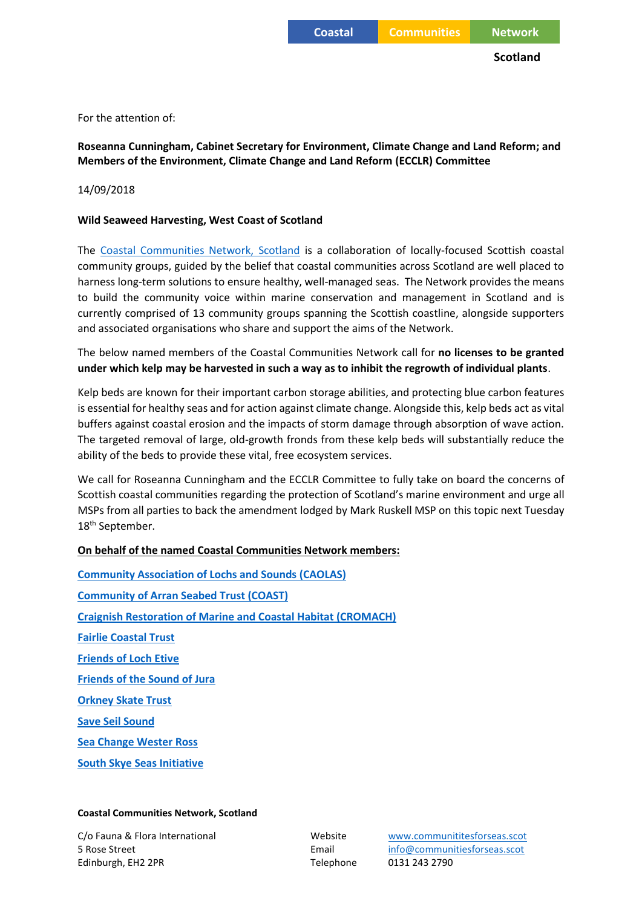Coastal Communities Network

Scotland

For the attention of:

**Roseanna Cunningham, Cabinet Secretary for Environment, Climate Change and Land Reform; and Members of the Environment, Climate Change and Land Reform (ECCLR) Committee**

14/09/2018

**Wild Seaweed Harvesting, West Coast of Scotland**

The Coastal Communities Network, Scotland is a collaboration of locally-focused Scottish coastal community groups, guided by the belief that coastal communities across Scotland are well placed to harness long-term solutions to ensure healthy, well-managed seas. The Network provides the means to build the community voice within marine conservation and management in Scotland and is currently comprised of 13 community groups spanning the Scottish coastline, alongside supporters and associated organisations who share and support the aims of the Network.

The below named members of the Coastal Communities Network call for **no licenses to be granted under which kelp may be harvested in such a way as to inhibit the regrowth of individual plants**.

Kelp beds are known for their important carbon storage abilities, and protecting blue carbon features is essential for healthy seas and for action against climate change. Alongside this, kelp beds act as vital buffers against coastal erosion and the impacts of storm damage through absorption of wave action. The targeted removal of large, old-growth fronds from these kelp beds will substantially reduce the ability of the beds to provide these vital, free ecosystem services.

We call for Roseanna Cunningham and the ECCLR Committee to fully take on board the concerns of Scottish coastal communities regarding the protection of Scotland's marine environment and urge all MSPs from all parties to back the amendment lodged by Mark Ruskell MSP on this topic next Tuesday 18th September.

**On behalf of the named Coastal Communities Network members:**

**Community Association of Lochs and Sounds (CAOLAS)**

**Community of Arran Seabed Trust (COAST)**

**Craignish Restoration of Marine and Coastal Habitat (CROMACH)**

**Fairlie Coastal Trust**

**Friends of Loch Etive**

**Friends of the Sound of Jura**

**Orkney Skate Trust**

**Save Seil Sound**

**Sea Change Wester Ross**

**South Skye Seas Initiative**

**Coastal Communities Network, Scotland**

C/o Fauna & Flora International
5 Rose Street
Edinburgh, EH2 2PR

Website www.communititesforseas.scot
Email info@communitiesforseas.scot
Telephone 0131 243 2790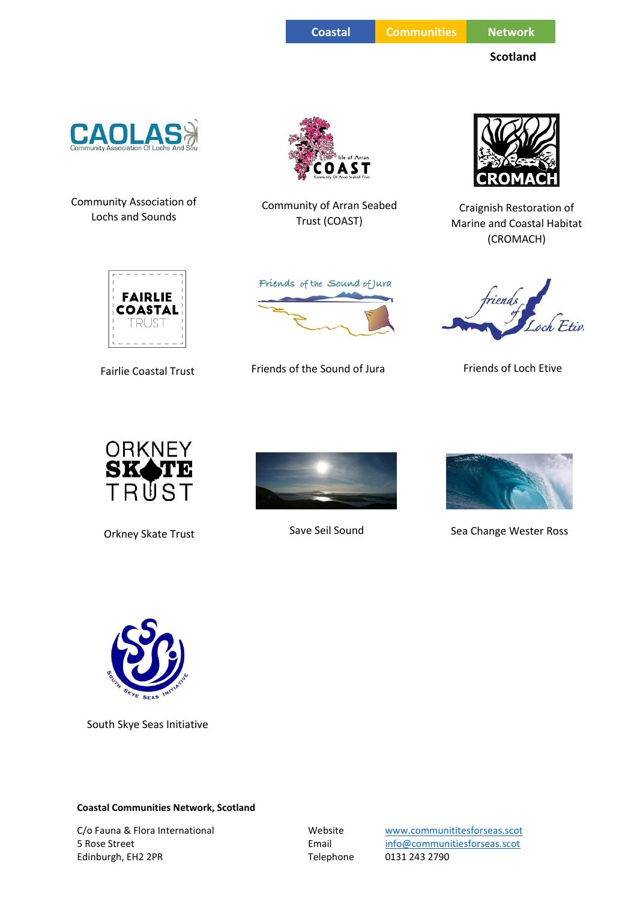Coastal Communities Network

Scotland

Community Association of Lochs and Sounds

Community of Arran Seabed Trust (COAST)

Craignish Restoration of Marine and Coastal Habitat (CROMACH)

Fairlie Coastal Trust

Friends of the Sound of Jura

Friends of Loch Etive

Orkney Skate Trust

Save Seil Sound

Sea Change Wester Ross

South Skye Seas Initiative

**Coastal Communities Network, Scotland**

C/o Fauna & Flora International
5 Rose Street
Edinburgh, EH2 2PR

Website www.communititesforseas.scot
Email info@communitiesforseas.scot
Telephone 0131 243 2790